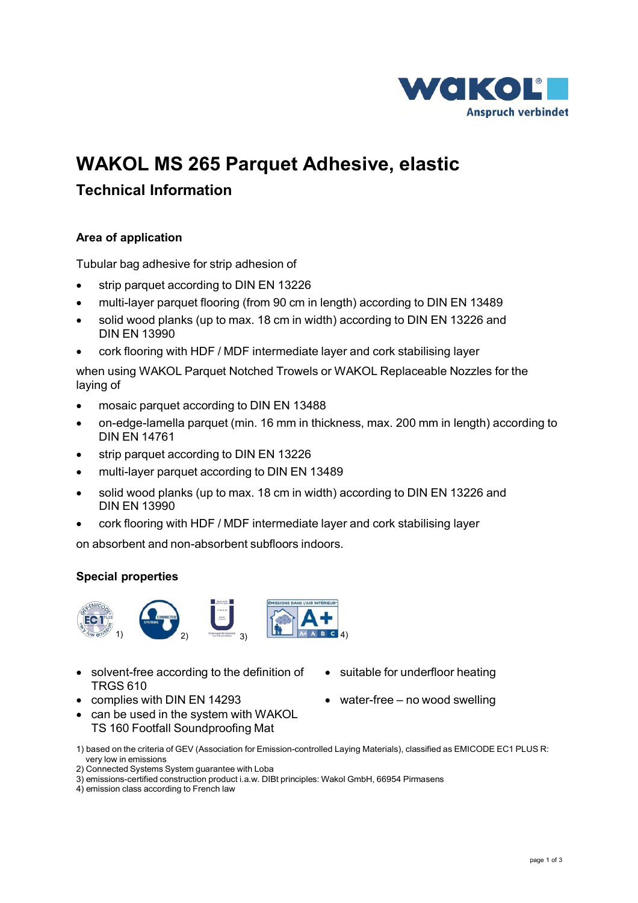# WAKOL MS 265 Parquet Adhesive, elastic

## Technical Information

### Area of application

Tubular bag adhesive for strip adhesion of

- strip parquet according to DIN EN 13226
- multi-layer parquet flooring (from 90 cm in length) according to DIN EN 13489
- solid wood planks (up to max. 18 cm in width) according to DIN EN 13226 and DIN EN 13990
- cork flooring with HDF / MDF intermediate layer and cork stabilising layer

when using WAKOL Parquet Notched Trowels or WAKOL Replaceable Nozzles for the laying of

- mosaic parquet according to DIN EN 13488
- on-edge-lamella parquet (min. 16 mm in thickness, max. 200 mm in length) according to DIN EN 14761
- strip parquet according to DIN EN 13226
- multi-layer parquet according to DIN EN 13489
- solid wood planks (up to max. 18 cm in width) according to DIN EN 13226 and DIN EN 13990
- cork flooring with HDF / MDF intermediate layer and cork stabilising layer

on absorbent and non-absorbent subfloors indoors.

### Special properties

1) 2) 3) 4)

- solvent-free according to the definition of TRGS 610
- complies with DIN EN 14293
- can be used in the system with WAKOL TS 160 Footfall Soundproofing Mat
- suitable for underfloor heating
- water-free – no wood swelling

1) based on the criteria of GEV (Association for Emission-controlled Laying Materials), classified as EMICODE EC1 PLUS R: very low in emissions
2) Connected Systems System guarantee with Loba
3) emissions-certified construction product i.a.w. DIBt principles: Wakol GmbH, 66954 Pirmasens
4) emission class according to French law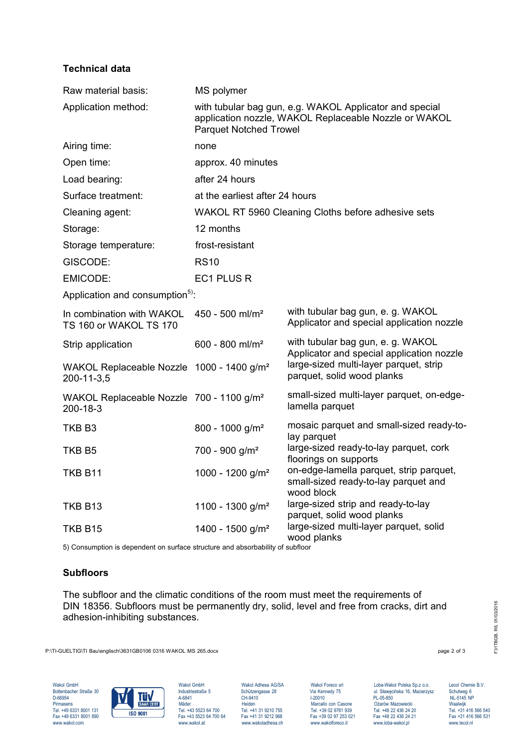## Technical data

| | |
|---|---|
| Raw material basis: | MS polymer |
| Application method: | with tubular bag gun, e.g. WAKOL Applicator and special application nozzle, WAKOL Replaceable Nozzle or WAKOL Parquet Notched Trowel |
| Airing time: | none |
| Open time: | approx. 40 minutes |
| Load bearing: | after 24 hours |
| Surface treatment: | at the earliest after 24 hours |
| Cleaning agent: | WAKOL RT 5960 Cleaning Cloths before adhesive sets |
| Storage: | 12 months |
| Storage temperature: | frost-resistant |
| GISCODE: | RS10 |
| EMICODE: | EC1 PLUS R |

Application and consumption[5]:

| | | |
|---|---|---|
| In combination with WAKOL TS 160 or WAKOL TS 170 | 450 - 500 ml/m² | with tubular bag gun, e. g. WAKOL Applicator and special application nozzle |
| Strip application | 600 - 800 ml/m² | with tubular bag gun, e. g. WAKOL Applicator and special application nozzle |
| WAKOL Replaceable Nozzle 200-11-3,5 | 1000 - 1400 g/m² | large-sized multi-layer parquet, strip parquet, solid wood planks |
| WAKOL Replaceable Nozzle 200-18-3 | 700 - 1100 g/m² | small-sized multi-layer parquet, on-edge-lamella parquet |
| TKB B3 | 800 - 1000 g/m² | mosaic parquet and small-sized ready-to-lay parquet |
| TKB B5 | 700 - 900 g/m² | large-sized ready-to-lay parquet, cork floorings on supports |
| TKB B11 | 1000 - 1200 g/m² | on-edge-lamella parquet, strip parquet, small-sized ready-to-lay parquet and wood block |
| TKB B13 | 1100 - 1300 g/m² | large-sized strip and ready-to-lay parquet, solid wood planks |
| TKB B15 | 1400 - 1500 g/m² | large-sized multi-layer parquet, solid wood planks |

5) Consumption is dependent on surface structure and absorbability of subfloor

## Subfloors

The subfloor and the climatic conditions of the room must meet the requirements of DIN 18356. Subfloors must be permanently dry, solid, level and free from cracks, dirt and adhesion-inhibiting substances.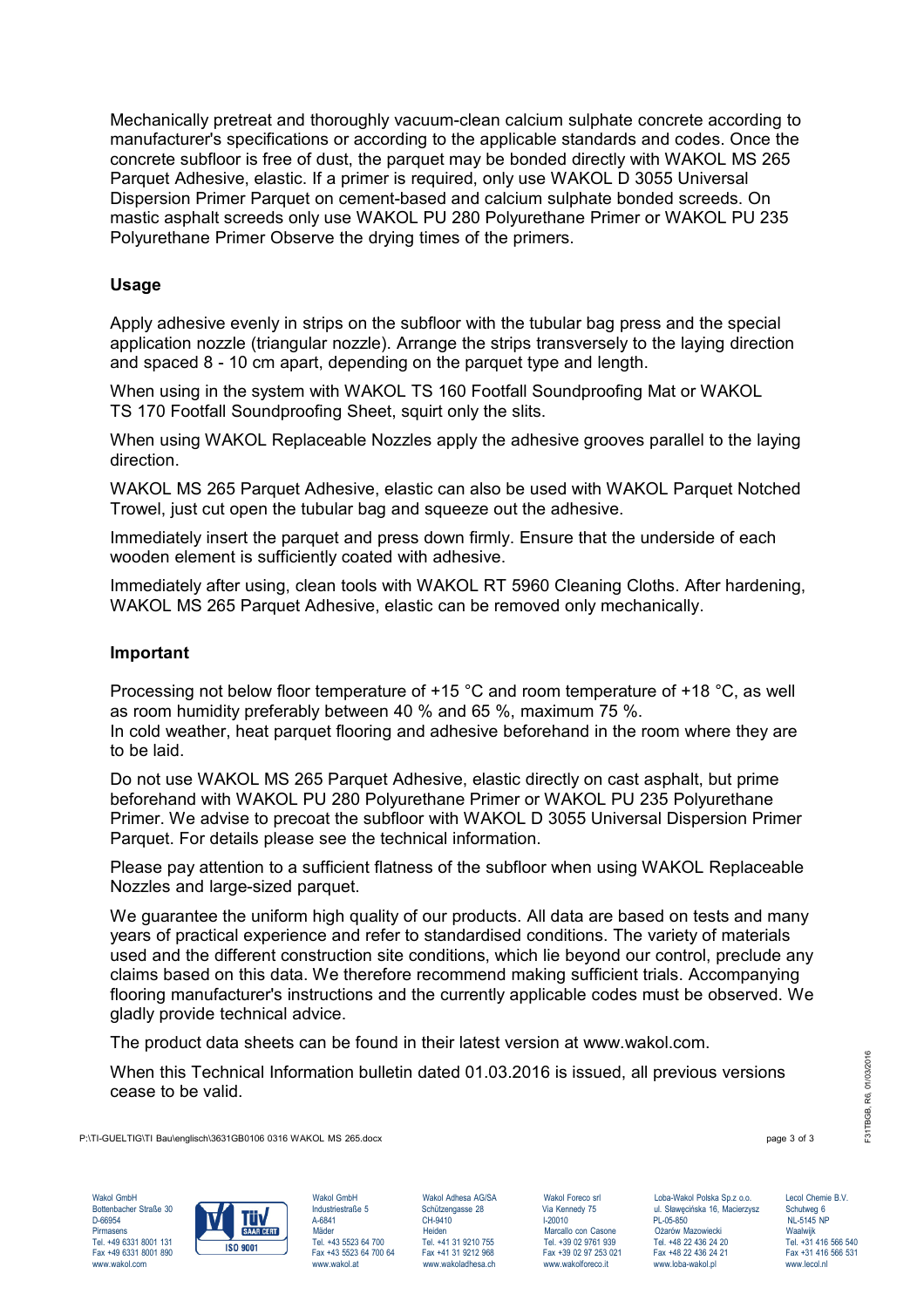Mechanically pretreat and thoroughly vacuum-clean calcium sulphate concrete according to manufacturer's specifications or according to the applicable standards and codes. Once the concrete subfloor is free of dust, the parquet may be bonded directly with WAKOL MS 265 Parquet Adhesive, elastic. If a primer is required, only use WAKOL D 3055 Universal Dispersion Primer Parquet on cement-based and calcium sulphate bonded screeds. On mastic asphalt screeds only use WAKOL PU 280 Polyurethane Primer or WAKOL PU 235 Polyurethane Primer Observe the drying times of the primers.

## Usage

Apply adhesive evenly in strips on the subfloor with the tubular bag press and the special application nozzle (triangular nozzle). Arrange the strips transversely to the laying direction and spaced 8 - 10 cm apart, depending on the parquet type and length.

When using in the system with WAKOL TS 160 Footfall Soundproofing Mat or WAKOL TS 170 Footfall Soundproofing Sheet, squirt only the slits.

When using WAKOL Replaceable Nozzles apply the adhesive grooves parallel to the laying direction.

WAKOL MS 265 Parquet Adhesive, elastic can also be used with WAKOL Parquet Notched Trowel, just cut open the tubular bag and squeeze out the adhesive.

Immediately insert the parquet and press down firmly. Ensure that the underside of each wooden element is sufficiently coated with adhesive.

Immediately after using, clean tools with WAKOL RT 5960 Cleaning Cloths. After hardening, WAKOL MS 265 Parquet Adhesive, elastic can be removed only mechanically.

## Important

Processing not below floor temperature of +15 °C and room temperature of +18 °C, as well as room humidity preferably between 40 % and 65 %, maximum 75 %.
In cold weather, heat parquet flooring and adhesive beforehand in the room where they are to be laid.

Do not use WAKOL MS 265 Parquet Adhesive, elastic directly on cast asphalt, but prime beforehand with WAKOL PU 280 Polyurethane Primer or WAKOL PU 235 Polyurethane Primer. We advise to precoat the subfloor with WAKOL D 3055 Universal Dispersion Primer Parquet. For details please see the technical information.

Please pay attention to a sufficient flatness of the subfloor when using WAKOL Replaceable Nozzles and large-sized parquet.

We guarantee the uniform high quality of our products. All data are based on tests and many years of practical experience and refer to standardised conditions. The variety of materials used and the different construction site conditions, which lie beyond our control, preclude any claims based on this data. We therefore recommend making sufficient trials. Accompanying flooring manufacturer's instructions and the currently applicable codes must be observed. We gladly provide technical advice.

The product data sheets can be found in their latest version at www.wakol.com.

When this Technical Information bulletin dated 01.03.2016 is issued, all previous versions cease to be valid.

P:\TI-GUELTIG\TI Bau\englisch\3631GB0106 0316 WAKOL MS 265.docx

F31TBGB, R6, 01/03/2016

Wakol GmbH
Bottenbacher Straße 30
D-66954
Pirmasens
Tel. +49 6331 8001 131
Fax +49 6331 8001 890
www.wakol.com

TÜV SAAR CERT ISO 9001

Wakol GmbH
Industriestraße 5
A-6841
Mäder
Tel. +43 5523 64 700
Fax +43 5523 64 700 64
www.wakol.at

Wakol Adhesa AG/SA
Schützengasse 28
CH-9410
Heiden
Tel. +41 31 9210 755
Fax +41 31 9212 968
www.wakoladhesa.ch

Wakol Foreco srl
Via Kennedy 75
I-20010
Marcallo con Casone
Tel. +39 02 9761 939
Fax +39 02 97 253 021
www.wakolforeco.it

Loba-Wakol Polska Sp.z o.o.
ul. Sławęcińska 16, Macierzysz
PL-05-850
Ożarów Mazowiecki
Tel. +48 22 436 24 20
Fax +48 22 436 24 21
www.loba-wakol.pl

Lecol Chemie B.V.
Schutweg 6
NL-5145 NP
Waalwijk
Tel. +31 416 566 540
Fax +31 416 566 531
www.lecol.nl